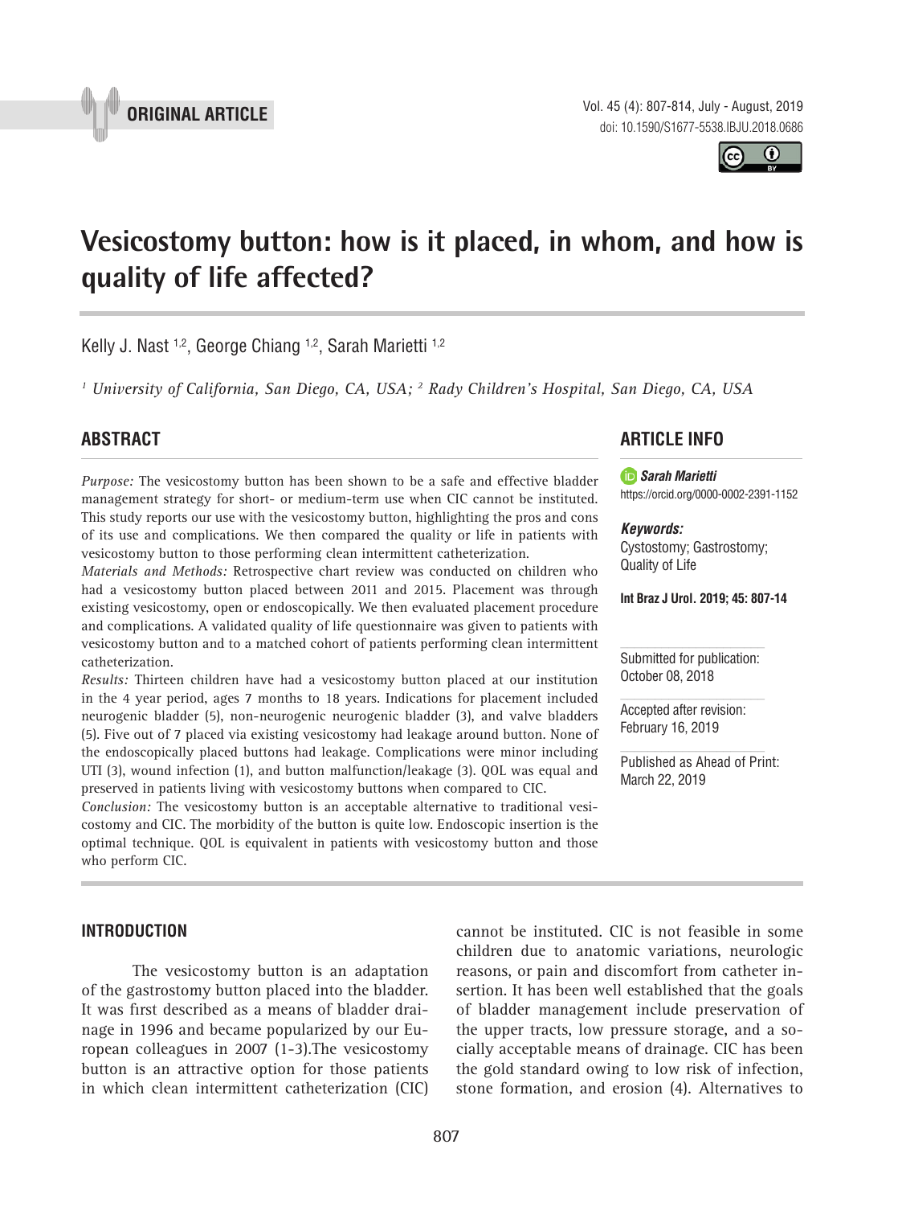ORIGINAL ARTICLE

# Vesicostomy button: how is it placed, in whom, and how is quality of life affected?

Kelly J. Nast [1,2], George Chiang [1,2], Sarah Marietti [1,2]

*[1] University of California, San Diego, CA, USA; [2] Rady Children's Hospital, San Diego, CA, USA*

## ABSTRACT

*Purpose:* The vesicostomy button has been shown to be a safe and effective bladder management strategy for short- or medium-term use when CIC cannot be instituted. This study reports our use with the vesicostomy button, highlighting the pros and cons of its use and complications. We then compared the quality or life in patients with vesicostomy button to those performing clean intermittent catheterization.

*Materials and Methods:* Retrospective chart review was conducted on children who had a vesicostomy button placed between 2011 and 2015. Placement was through existing vesicostomy, open or endoscopically. We then evaluated placement procedure and complications. A validated quality of life questionnaire was given to patients with vesicostomy button and to a matched cohort of patients performing clean intermittent catheterization.

*Results:* Thirteen children have had a vesicostomy button placed at our institution in the 4 year period, ages 7 months to 18 years. Indications for placement included neurogenic bladder (5), non-neurogenic neurogenic bladder (3), and valve bladders (5). Five out of 7 placed via existing vesicostomy had leakage around button. None of the endoscopically placed buttons had leakage. Complications were minor including UTI (3), wound infection (1), and button malfunction/leakage (3). QOL was equal and preserved in patients living with vesicostomy buttons when compared to CIC.

*Conclusion:* The vesicostomy button is an acceptable alternative to traditional vesicostomy and CIC. The morbidity of the button is quite low. Endoscopic insertion is the optimal technique. QOL is equivalent in patients with vesicostomy button and those who perform CIC.

## ARTICLE INFO

***Sarah Marietti***
https://orcid.org/0000-0002-2391-1152

***Keywords:***
Cystostomy; Gastrostomy; Quality of Life

**Int Braz J Urol. 2019; 45: 807-14**

Submitted for publication:
October 08, 2018

Accepted after revision:
February 16, 2019

Published as Ahead of Print:
March 22, 2019

## INTRODUCTION

The vesicostomy button is an adaptation of the gastrostomy button placed into the bladder. It was first described as a means of bladder drainage in 1996 and became popularized by our European colleagues in 2007 (1-3).The vesicostomy button is an attractive option for those patients in which clean intermittent catheterization (CIC) cannot be instituted. CIC is not feasible in some children due to anatomic variations, neurologic reasons, or pain and discomfort from catheter insertion. It has been well established that the goals of bladder management include preservation of the upper tracts, low pressure storage, and a socially acceptable means of drainage. CIC has been the gold standard owing to low risk of infection, stone formation, and erosion (4). Alternatives to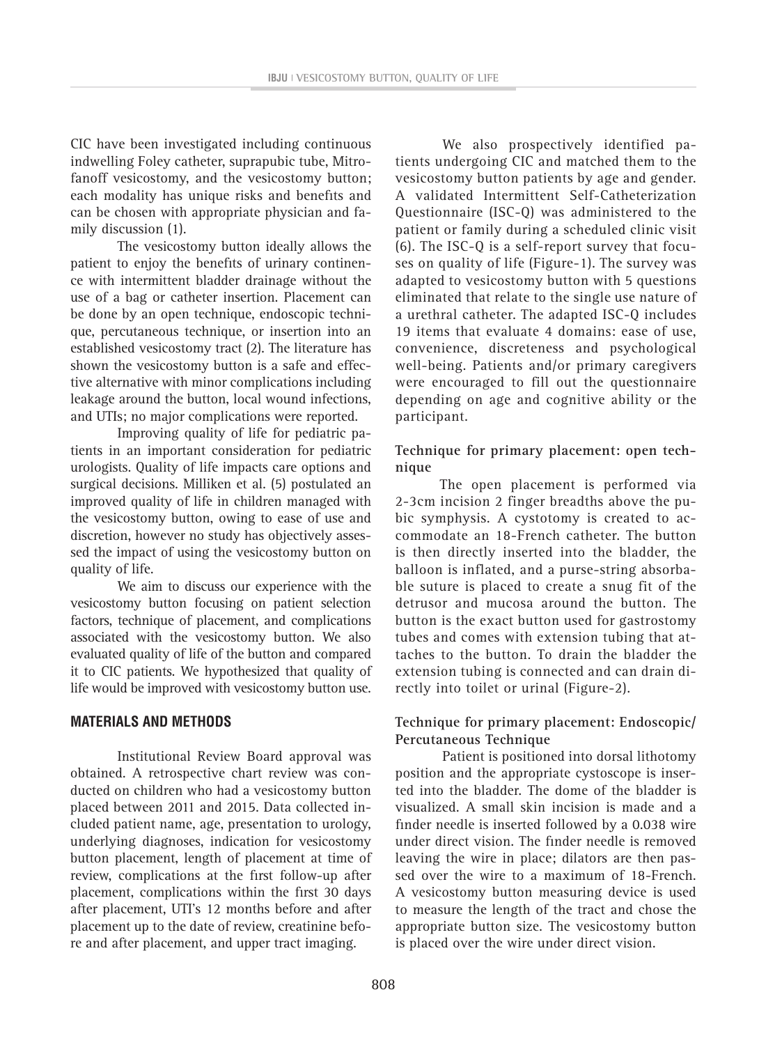CIC have been investigated including continuous indwelling Foley catheter, suprapubic tube, Mitrofanoff vesicostomy, and the vesicostomy button; each modality has unique risks and benefits and can be chosen with appropriate physician and family discussion (1).

The vesicostomy button ideally allows the patient to enjoy the benefits of urinary continence with intermittent bladder drainage without the use of a bag or catheter insertion. Placement can be done by an open technique, endoscopic technique, percutaneous technique, or insertion into an established vesicostomy tract (2). The literature has shown the vesicostomy button is a safe and effective alternative with minor complications including leakage around the button, local wound infections, and UTIs; no major complications were reported.

Improving quality of life for pediatric patients in an important consideration for pediatric urologists. Quality of life impacts care options and surgical decisions. Milliken et al. (5) postulated an improved quality of life in children managed with the vesicostomy button, owing to ease of use and discretion, however no study has objectively assessed the impact of using the vesicostomy button on quality of life.

We aim to discuss our experience with the vesicostomy button focusing on patient selection factors, technique of placement, and complications associated with the vesicostomy button. We also evaluated quality of life of the button and compared it to CIC patients. We hypothesized that quality of life would be improved with vesicostomy button use.

## MATERIALS AND METHODS

Institutional Review Board approval was obtained. A retrospective chart review was conducted on children who had a vesicostomy button placed between 2011 and 2015. Data collected included patient name, age, presentation to urology, underlying diagnoses, indication for vesicostomy button placement, length of placement at time of review, complications at the first follow-up after placement, complications within the first 30 days after placement, UTI's 12 months before and after placement up to the date of review, creatinine before and after placement, and upper tract imaging.

We also prospectively identified patients undergoing CIC and matched them to the vesicostomy button patients by age and gender. A validated Intermittent Self-Catheterization Questionnaire (ISC-Q) was administered to the patient or family during a scheduled clinic visit (6). The ISC-Q is a self-report survey that focuses on quality of life (Figure-1). The survey was adapted to vesicostomy button with 5 questions eliminated that relate to the single use nature of a urethral catheter. The adapted ISC-Q includes 19 items that evaluate 4 domains: ease of use, convenience, discreteness and psychological well-being. Patients and/or primary caregivers were encouraged to fill out the questionnaire depending on age and cognitive ability or the participant.

### Technique for primary placement: open technique

The open placement is performed via 2-3cm incision 2 finger breadths above the pubic symphysis. A cystotomy is created to accommodate an 18-French catheter. The button is then directly inserted into the bladder, the balloon is inflated, and a purse-string absorbable suture is placed to create a snug fit of the detrusor and mucosa around the button. The button is the exact button used for gastrostomy tubes and comes with extension tubing that attaches to the button. To drain the bladder the extension tubing is connected and can drain directly into toilet or urinal (Figure-2).

### Technique for primary placement: Endoscopic/Percutaneous Technique

Patient is positioned into dorsal lithotomy position and the appropriate cystoscope is inserted into the bladder. The dome of the bladder is visualized. A small skin incision is made and a finder needle is inserted followed by a 0.038 wire under direct vision. The finder needle is removed leaving the wire in place; dilators are then passed over the wire to a maximum of 18-French. A vesicostomy button measuring device is used to measure the length of the tract and chose the appropriate button size. The vesicostomy button is placed over the wire under direct vision.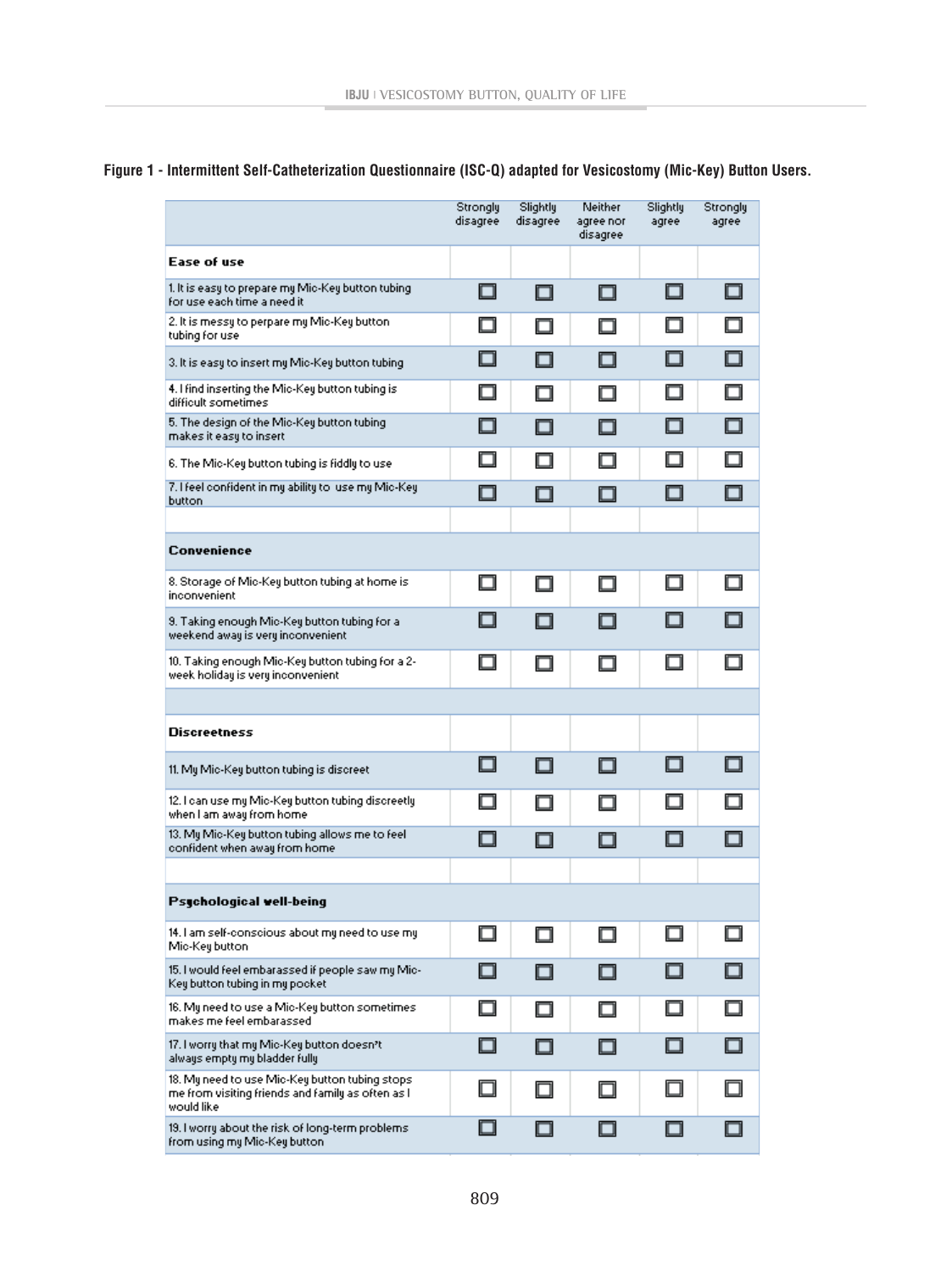**Figure 1 - Intermittent Self-Catheterization Questionnaire (ISC-Q) adapted for Vesicostomy (Mic-Key) Button Users.**

| | Strongly disagree | Slightly disagree | Neither agree nor disagree | Slightly agree | Strongly agree |
|---|---|---|---|---|---|
| **Ease of use** | | | | | |
| 1. It is easy to prepare my Mic-Key button tubing for use each time a need it | ☐ | ☐ | ☐ | ☐ | ☐ |
| 2. It is messy to perpare my Mic-Key button tubing for use | ☐ | ☐ | ☐ | ☐ | ☐ |
| 3. It is easy to insert my Mic-Key button tubing | ☐ | ☐ | ☐ | ☐ | ☐ |
| 4. I find inserting the Mic-Key button tubing is difficult sometimes | ☐ | ☐ | ☐ | ☐ | ☐ |
| 5. The design of the Mic-Key button tubing makes it easy to insert | ☐ | ☐ | ☐ | ☐ | ☐ |
| 6. The Mic-Key button tubing is fiddly to use | ☐ | ☐ | ☐ | ☐ | ☐ |
| 7. I feel confident in my ability to use my Mic-Key button | ☐ | ☐ | ☐ | ☐ | ☐ |
| **Convenience** | | | | | |
| 8. Storage of Mic-Key button tubing at home is inconvenient | ☐ | ☐ | ☐ | ☐ | ☐ |
| 9. Taking enough Mic-Key button tubing for a weekend away is very inconvenient | ☐ | ☐ | ☐ | ☐ | ☐ |
| 10. Taking enough Mic-Key button tubing for a 2-week holiday is very inconvenient | ☐ | ☐ | ☐ | ☐ | ☐ |
| **Discreetness** | | | | | |
| 11. My Mic-Key button tubing is discreet | ☐ | ☐ | ☐ | ☐ | ☐ |
| 12. I can use my Mic-Key button tubing discreetly when I am away from home | ☐ | ☐ | ☐ | ☐ | ☐ |
| 13. My Mic-Key button tubing allows me to feel confident when away from home | ☐ | ☐ | ☐ | ☐ | ☐ |
| **Psychological well-being** | | | | | |
| 14. I am self-conscious about my need to use my Mic-Key button | ☐ | ☐ | ☐ | ☐ | ☐ |
| 15. I would feel embarassed if people saw my Mic-Key button tubing in my pocket | ☐ | ☐ | ☐ | ☐ | ☐ |
| 16. My need to use a Mic-Key button sometimes makes me feel embarassed | ☐ | ☐ | ☐ | ☐ | ☐ |
| 17. I worry that my Mic-Key button doesn't always empty my bladder fully | ☐ | ☐ | ☐ | ☐ | ☐ |
| 18. My need to use Mic-Key button tubing stops me from visiting friends and family as often as I would like | ☐ | ☐ | ☐ | ☐ | ☐ |
| 19. I worry about the risk of long-term problems from using my Mic-Key button | ☐ | ☐ | ☐ | ☐ | ☐ |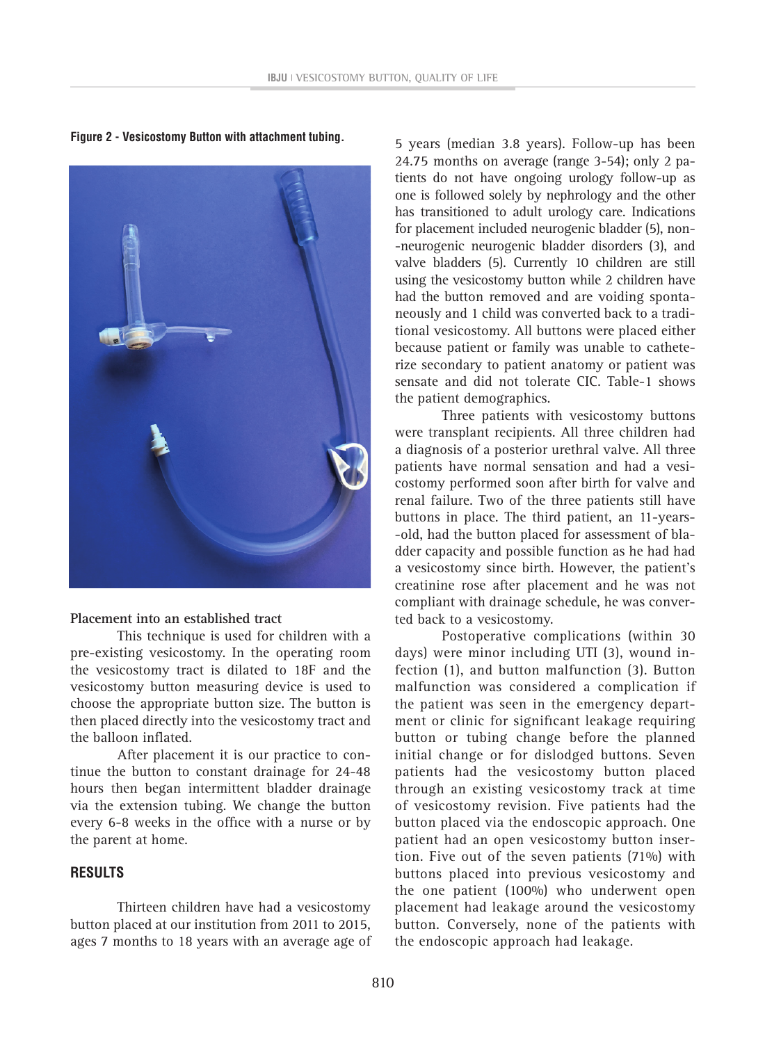**Figure 2 - Vesicostomy Button with attachment tubing.**

### Placement into an established tract

This technique is used for children with a pre-existing vesicostomy. In the operating room the vesicostomy tract is dilated to 18F and the vesicostomy button measuring device is used to choose the appropriate button size. The button is then placed directly into the vesicostomy tract and the balloon inflated.

After placement it is our practice to continue the button to constant drainage for 24-48 hours then began intermittent bladder drainage via the extension tubing. We change the button every 6-8 weeks in the office with a nurse or by the parent at home.

## RESULTS

Thirteen children have had a vesicostomy button placed at our institution from 2011 to 2015, ages 7 months to 18 years with an average age of 5 years (median 3.8 years). Follow-up has been 24.75 months on average (range 3-54); only 2 patients do not have ongoing urology follow-up as one is followed solely by nephrology and the other has transitioned to adult urology care. Indications for placement included neurogenic bladder (5), non-neurogenic neurogenic bladder disorders (3), and valve bladders (5). Currently 10 children are still using the vesicostomy button while 2 children have had the button removed and are voiding spontaneously and 1 child was converted back to a traditional vesicostomy. All buttons were placed either because patient or family was unable to catheterize secondary to patient anatomy or patient was sensate and did not tolerate CIC. Table-1 shows the patient demographics.

Three patients with vesicostomy buttons were transplant recipients. All three children had a diagnosis of a posterior urethral valve. All three patients have normal sensation and had a vesicostomy performed soon after birth for valve and renal failure. Two of the three patients still have buttons in place. The third patient, an 11-years-old, had the button placed for assessment of bladder capacity and possible function as he had had a vesicostomy since birth. However, the patient's creatinine rose after placement and he was not compliant with drainage schedule, he was converted back to a vesicostomy.

Postoperative complications (within 30 days) were minor including UTI (3), wound infection (1), and button malfunction (3). Button malfunction was considered a complication if the patient was seen in the emergency department or clinic for significant leakage requiring button or tubing change before the planned initial change or for dislodged buttons. Seven patients had the vesicostomy button placed through an existing vesicostomy track at time of vesicostomy revision. Five patients had the button placed via the endoscopic approach. One patient had an open vesicostomy button insertion. Five out of the seven patients (71%) with buttons placed into previous vesicostomy and the one patient (100%) who underwent open placement had leakage around the vesicostomy button. Conversely, none of the patients with the endoscopic approach had leakage.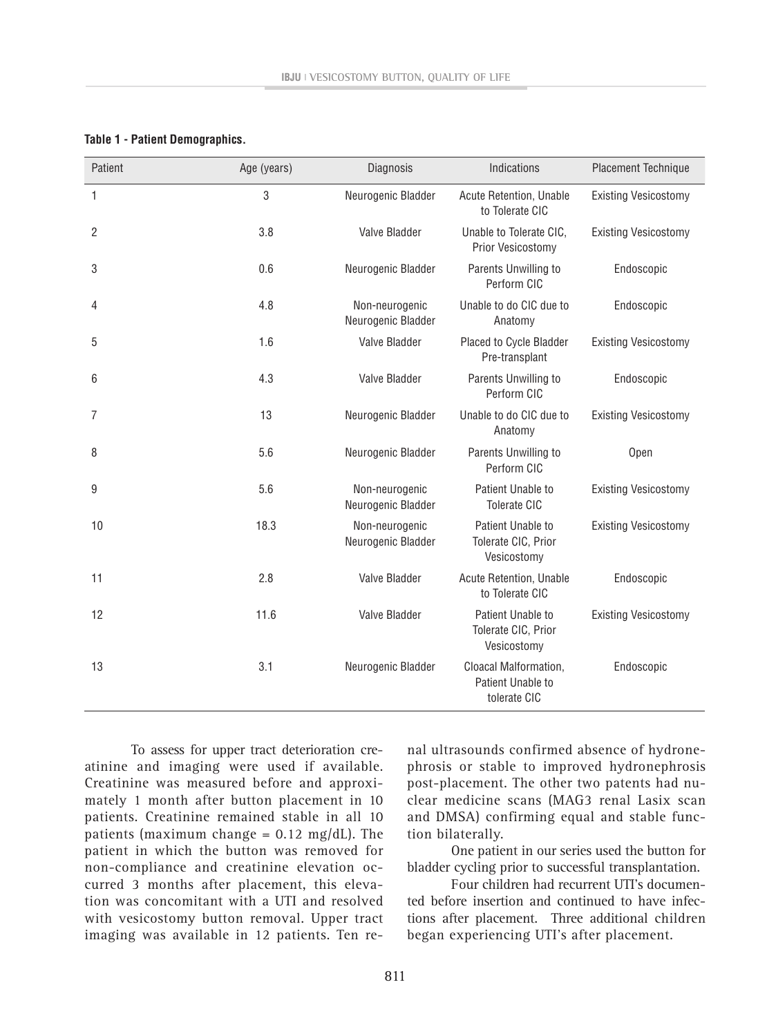**Table 1 - Patient Demographics.**

| Patient | Age (years) | Diagnosis | Indications | Placement Technique |
|---|---|---|---|---|
| 1 | 3 | Neurogenic Bladder | Acute Retention, Unable to Tolerate CIC | Existing Vesicostomy |
| 2 | 3.8 | Valve Bladder | Unable to Tolerate CIC, Prior Vesicostomy | Existing Vesicostomy |
| 3 | 0.6 | Neurogenic Bladder | Parents Unwilling to Perform CIC | Endoscopic |
| 4 | 4.8 | Non-neurogenic Neurogenic Bladder | Unable to do CIC due to Anatomy | Endoscopic |
| 5 | 1.6 | Valve Bladder | Placed to Cycle Bladder Pre-transplant | Existing Vesicostomy |
| 6 | 4.3 | Valve Bladder | Parents Unwilling to Perform CIC | Endoscopic |
| 7 | 13 | Neurogenic Bladder | Unable to do CIC due to Anatomy | Existing Vesicostomy |
| 8 | 5.6 | Neurogenic Bladder | Parents Unwilling to Perform CIC | Open |
| 9 | 5.6 | Non-neurogenic Neurogenic Bladder | Patient Unable to Tolerate CIC | Existing Vesicostomy |
| 10 | 18.3 | Non-neurogenic Neurogenic Bladder | Patient Unable to Tolerate CIC, Prior Vesicostomy | Existing Vesicostomy |
| 11 | 2.8 | Valve Bladder | Acute Retention, Unable to Tolerate CIC | Endoscopic |
| 12 | 11.6 | Valve Bladder | Patient Unable to Tolerate CIC, Prior Vesicostomy | Existing Vesicostomy |
| 13 | 3.1 | Neurogenic Bladder | Cloacal Malformation, Patient Unable to tolerate CIC | Endoscopic |

To assess for upper tract deterioration creatinine and imaging were used if available. Creatinine was measured before and approximately 1 month after button placement in 10 patients. Creatinine remained stable in all 10 patients (maximum change = 0.12 mg/dL). The patient in which the button was removed for non-compliance and creatinine elevation occurred 3 months after placement, this elevation was concomitant with a UTI and resolved with vesicostomy button removal. Upper tract imaging was available in 12 patients. Ten renal ultrasounds confirmed absence of hydronephrosis or stable to improved hydronephrosis post-placement. The other two patents had nuclear medicine scans (MAG3 renal Lasix scan and DMSA) confirming equal and stable function bilaterally.

One patient in our series used the button for bladder cycling prior to successful transplantation.

Four children had recurrent UTI's documented before insertion and continued to have infections after placement. Three additional children began experiencing UTI's after placement.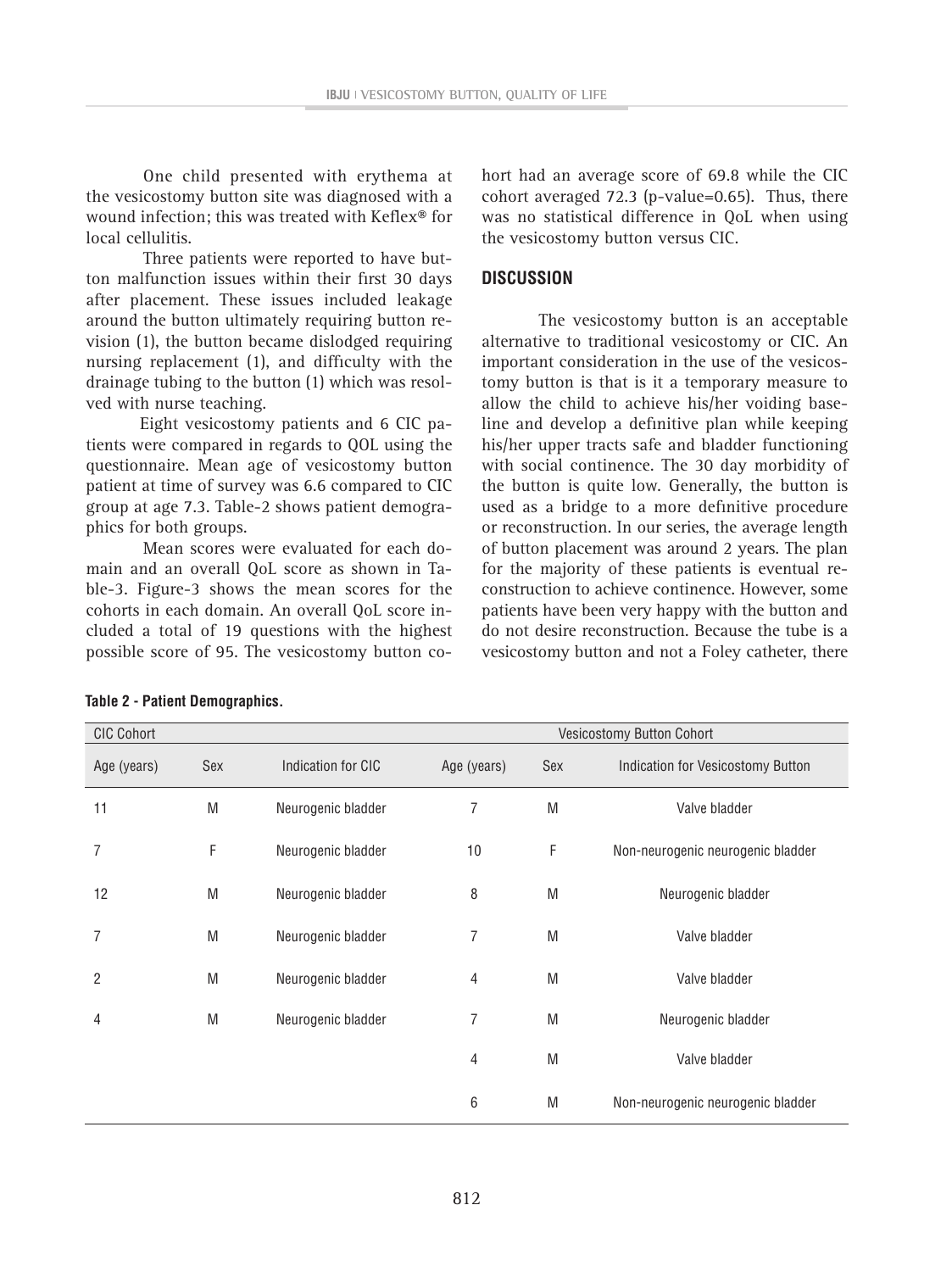One child presented with erythema at the vesicostomy button site was diagnosed with a wound infection; this was treated with Keflex® for local cellulitis.

Three patients were reported to have button malfunction issues within their first 30 days after placement. These issues included leakage around the button ultimately requiring button revision (1), the button became dislodged requiring nursing replacement (1), and difficulty with the drainage tubing to the button (1) which was resolved with nurse teaching.

Eight vesicostomy patients and 6 CIC patients were compared in regards to QOL using the questionnaire. Mean age of vesicostomy button patient at time of survey was 6.6 compared to CIC group at age 7.3. Table-2 shows patient demographics for both groups.

Mean scores were evaluated for each domain and an overall QoL score as shown in Table-3. Figure-3 shows the mean scores for the cohorts in each domain. An overall QoL score included a total of 19 questions with the highest possible score of 95. The vesicostomy button cohort had an average score of 69.8 while the CIC cohort averaged 72.3 (p-value=0.65). Thus, there was no statistical difference in QoL when using the vesicostomy button versus CIC.

## DISCUSSION

The vesicostomy button is an acceptable alternative to traditional vesicostomy or CIC. An important consideration in the use of the vesicostomy button is that is it a temporary measure to allow the child to achieve his/her voiding baseline and develop a definitive plan while keeping his/her upper tracts safe and bladder functioning with social continence. The 30 day morbidity of the button is quite low. Generally, the button is used as a bridge to a more definitive procedure or reconstruction. In our series, the average length of button placement was around 2 years. The plan for the majority of these patients is eventual reconstruction to achieve continence. However, some patients have been very happy with the button and do not desire reconstruction. Because the tube is a vesicostomy button and not a Foley catheter, there

**Table 2 - Patient Demographics.**

| CIC Cohort | | | Vesicostomy Button Cohort | | |
|---|---|---|---|---|---|
| Age (years) | Sex | Indication for CIC | Age (years) | Sex | Indication for Vesicostomy Button |
| 11 | M | Neurogenic bladder | 7 | M | Valve bladder |
| 7 | F | Neurogenic bladder | 10 | F | Non-neurogenic neurogenic bladder |
| 12 | M | Neurogenic bladder | 8 | M | Neurogenic bladder |
| 7 | M | Neurogenic bladder | 7 | M | Valve bladder |
| 2 | M | Neurogenic bladder | 4 | M | Valve bladder |
| 4 | M | Neurogenic bladder | 7 | M | Neurogenic bladder |
| | | | 4 | M | Valve bladder |
| | | | 6 | M | Non-neurogenic neurogenic bladder |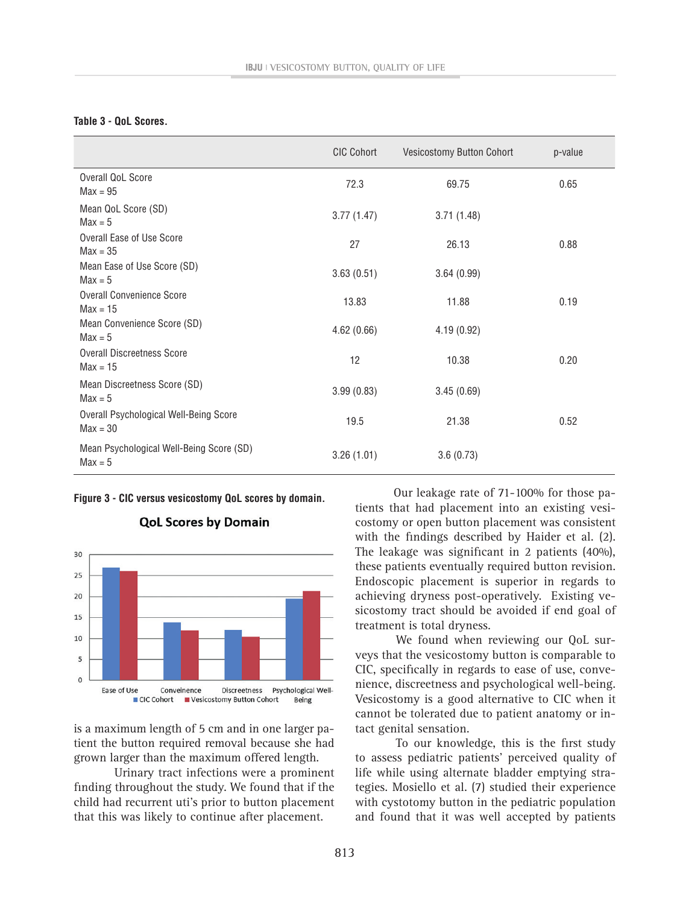**Table 3 - QoL Scores.**

| | CIC Cohort | Vesicostomy Button Cohort | p-value |
|---|---|---|---|
| Overall QoL Score<br>Max = 95 | 72.3 | 69.75 | 0.65 |
| Mean QoL Score (SD)<br>Max = 5 | 3.77 (1.47) | 3.71 (1.48) | |
| Overall Ease of Use Score<br>Max = 35 | 27 | 26.13 | 0.88 |
| Mean Ease of Use Score (SD)<br>Max = 5 | 3.63 (0.51) | 3.64 (0.99) | |
| Overall Convenience Score<br>Max = 15 | 13.83 | 11.88 | 0.19 |
| Mean Convenience Score (SD)<br>Max = 5 | 4.62 (0.66) | 4.19 (0.92) | |
| Overall Discreetness Score<br>Max = 15 | 12 | 10.38 | 0.20 |
| Mean Discreetness Score (SD)<br>Max = 5 | 3.99 (0.83) | 3.45 (0.69) | |
| Overall Psychological Well-Being Score<br>Max = 30 | 19.5 | 21.38 | 0.52 |
| Mean Psychological Well-Being Score (SD)<br>Max = 5 | 3.26 (1.01) | 3.6 (0.73) | |

**Figure 3 - CIC versus vesicostomy QoL scores by domain.**

is a maximum length of 5 cm and in one larger patient the button required removal because she had grown larger than the maximum offered length.

Urinary tract infections were a prominent finding throughout the study. We found that if the child had recurrent uti's prior to button placement that this was likely to continue after placement.

Our leakage rate of 71-100% for those patients that had placement into an existing vesicostomy or open button placement was consistent with the findings described by Haider et al. (2). The leakage was significant in 2 patients (40%), these patients eventually required button revision. Endoscopic placement is superior in regards to achieving dryness post-operatively. Existing vesicostomy tract should be avoided if end goal of treatment is total dryness.

We found when reviewing our QoL surveys that the vesicostomy button is comparable to CIC, specifically in regards to ease of use, convenience, discreetness and psychological well-being. Vesicostomy is a good alternative to CIC when it cannot be tolerated due to patient anatomy or intact genital sensation.

To our knowledge, this is the first study to assess pediatric patients' perceived quality of life while using alternate bladder emptying strategies. Mosiello et al. (7) studied their experience with cystotomy button in the pediatric population and found that it was well accepted by patients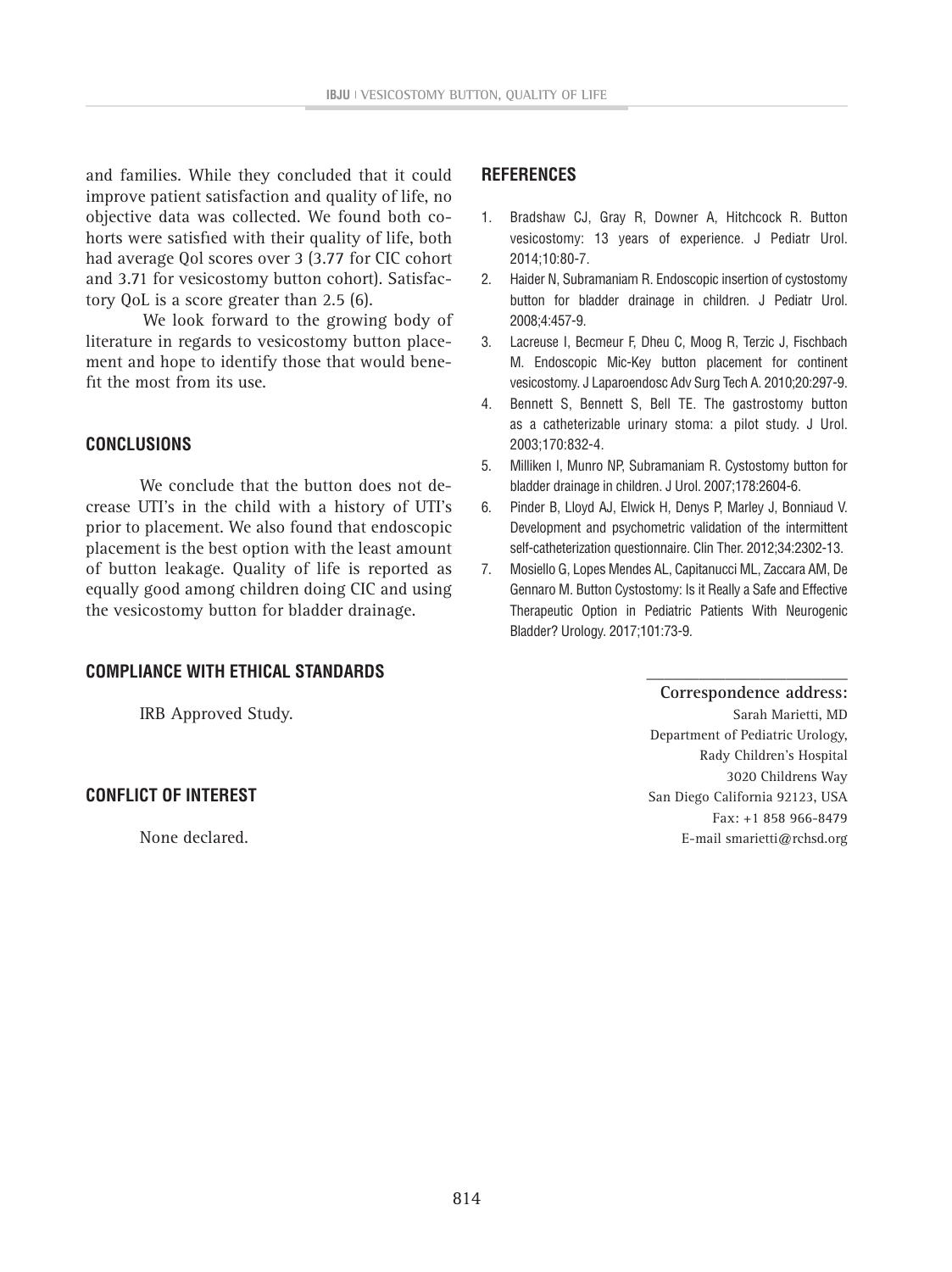and families. While they concluded that it could improve patient satisfaction and quality of life, no objective data was collected. We found both cohorts were satisfied with their quality of life, both had average Qol scores over 3 (3.77 for CIC cohort and 3.71 for vesicostomy button cohort). Satisfactory QoL is a score greater than 2.5 (6).

We look forward to the growing body of literature in regards to vesicostomy button placement and hope to identify those that would benefit the most from its use.

## CONCLUSIONS

We conclude that the button does not decrease UTI's in the child with a history of UTI's prior to placement. We also found that endoscopic placement is the best option with the least amount of button leakage. Quality of life is reported as equally good among children doing CIC and using the vesicostomy button for bladder drainage.

## COMPLIANCE WITH ETHICAL STANDARDS

IRB Approved Study.

## CONFLICT OF INTEREST

None declared.

## REFERENCES

1. Bradshaw CJ, Gray R, Downer A, Hitchcock R. Button vesicostomy: 13 years of experience. J Pediatr Urol. 2014;10:80-7.
2. Haider N, Subramaniam R. Endoscopic insertion of cystostomy button for bladder drainage in children. J Pediatr Urol. 2008;4:457-9.
3. Lacreuse I, Becmeur F, Dheu C, Moog R, Terzic J, Fischbach M. Endoscopic Mic-Key button placement for continent vesicostomy. J Laparoendosc Adv Surg Tech A. 2010;20:297-9.
4. Bennett S, Bennett S, Bell TE. The gastrostomy button as a catheterizable urinary stoma: a pilot study. J Urol. 2003;170:832-4.
5. Milliken I, Munro NP, Subramaniam R. Cystostomy button for bladder drainage in children. J Urol. 2007;178:2604-6.
6. Pinder B, Lloyd AJ, Elwick H, Denys P, Marley J, Bonniaud V. Development and psychometric validation of the intermittent self-catheterization questionnaire. Clin Ther. 2012;34:2302-13.
7. Mosiello G, Lopes Mendes AL, Capitanucci ML, Zaccara AM, De Gennaro M. Button Cystostomy: Is it Really a Safe and Effective Therapeutic Option in Pediatric Patients With Neurogenic Bladder? Urology. 2017;101:73-9.

**Correspondence address:**
Sarah Marietti, MD
Department of Pediatric Urology,
Rady Children's Hospital
3020 Childrens Way
San Diego California 92123, USA
Fax: +1 858 966-8479
E-mail smarietti@rchsd.org